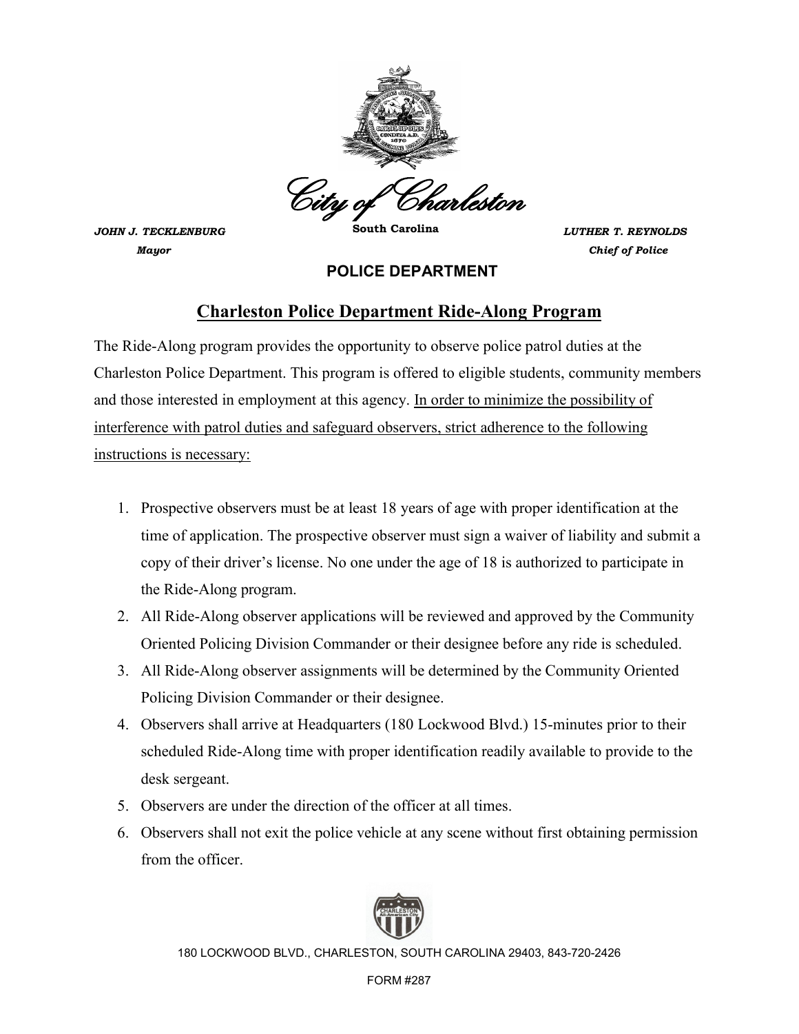City of Charleston

South Carolina

***JOHN J. TECKLENBURG***
***Mayor***

***LUTHER T. REYNOLDS***
***Chief of Police***

**POLICE DEPARTMENT**

## Charleston Police Department Ride-Along Program

The Ride-Along program provides the opportunity to observe police patrol duties at the Charleston Police Department. This program is offered to eligible students, community members and those interested in employment at this agency. <u>In order to minimize the possibility of interference with patrol duties and safeguard observers, strict adherence to the following instructions is necessary:</u>

1. Prospective observers must be at least 18 years of age with proper identification at the time of application. The prospective observer must sign a waiver of liability and submit a copy of their driver's license. No one under the age of 18 is authorized to participate in the Ride-Along program.
2. All Ride-Along observer applications will be reviewed and approved by the Community Oriented Policing Division Commander or their designee before any ride is scheduled.
3. All Ride-Along observer assignments will be determined by the Community Oriented Policing Division Commander or their designee.
4. Observers shall arrive at Headquarters (180 Lockwood Blvd.) 15-minutes prior to their scheduled Ride-Along time with proper identification readily available to provide to the desk sergeant.
5. Observers are under the direction of the officer at all times.
6. Observers shall not exit the police vehicle at any scene without first obtaining permission from the officer.

180 LOCKWOOD BLVD., CHARLESTON, SOUTH CAROLINA 29403, 843-720-2426

FORM #287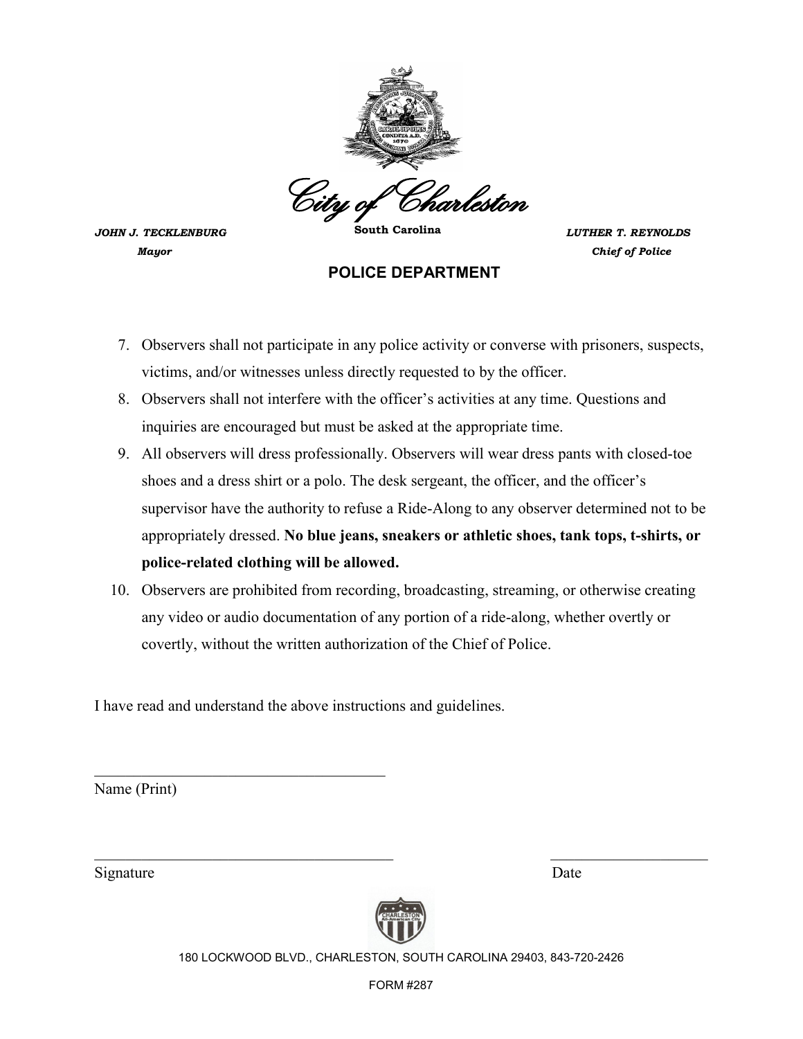City of Charleston

South Carolina

***JOHN J. TECKLENBURG***
***Mayor***

***LUTHER T. REYNOLDS***
***Chief of Police***

**POLICE DEPARTMENT**

7. Observers shall not participate in any police activity or converse with prisoners, suspects, victims, and/or witnesses unless directly requested to by the officer.
8. Observers shall not interfere with the officer's activities at any time. Questions and inquiries are encouraged but must be asked at the appropriate time.
9. All observers will dress professionally. Observers will wear dress pants with closed-toe shoes and a dress shirt or a polo. The desk sergeant, the officer, and the officer's supervisor have the authority to refuse a Ride-Along to any observer determined not to be appropriately dressed. **No blue jeans, sneakers or athletic shoes, tank tops, t-shirts, or police-related clothing will be allowed.**
10. Observers are prohibited from recording, broadcasting, streaming, or otherwise creating any video or audio documentation of any portion of a ride-along, whether overtly or covertly, without the written authorization of the Chief of Police.

I have read and understand the above instructions and guidelines.

\_\_\_\_\_\_\_\_\_\_\_\_\_\_\_\_\_\_\_\_\_\_\_\_\_\_\_\_\_\_\_\_\_\_\_\_\_\_
Name (Print)

\_\_\_\_\_\_\_\_\_\_\_\_\_\_\_\_\_\_\_\_\_\_\_\_\_\_\_\_\_\_\_\_\_\_\_\_\_\_ \_\_\_\_\_\_\_\_\_\_\_\_\_\_\_\_\_\_\_\_
Signature Date

180 LOCKWOOD BLVD., CHARLESTON, SOUTH CAROLINA 29403, 843-720-2426

FORM #287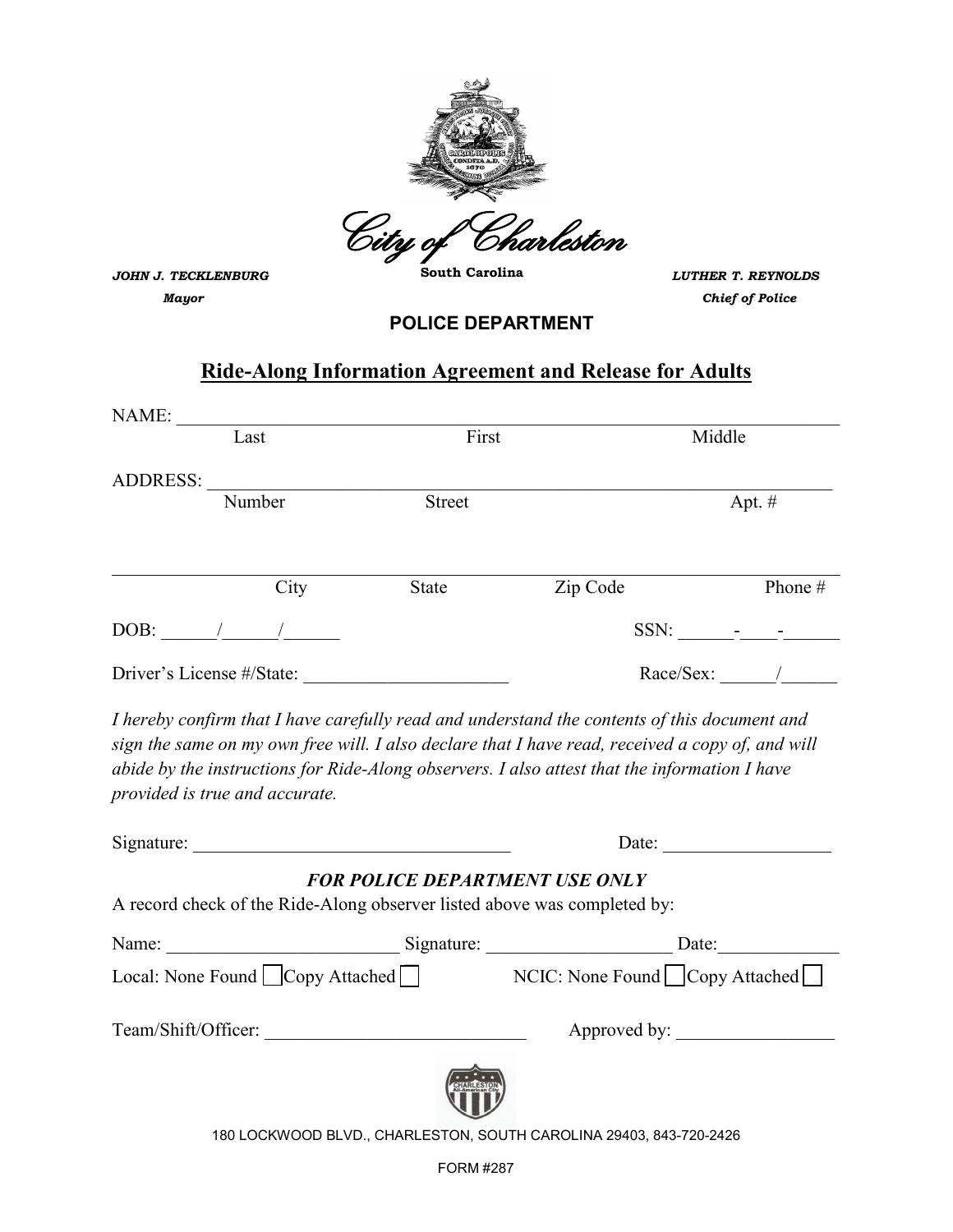City of Charleston

South Carolina

***JOHN J. TECKLENBURG***
***Mayor***

***LUTHER T. REYNOLDS***
***Chief of Police***

**POLICE DEPARTMENT**

## Ride-Along Information Agreement and Release for Adults

NAME: ___________________________________________________________________________
Last First Middle

ADDRESS: ________________________________________________________________________
Number Street Apt. #

_________________________________________________________________________________
City State Zip Code Phone #

DOB: ______/______/______ SSN: ______-____-______

Driver's License #/State: ______________________ Race/Sex: ______/______

*I hereby confirm that I have carefully read and understand the contents of this document and sign the same on my own free will. I also declare that I have read, received a copy of, and will abide by the instructions for Ride-Along observers. I also attest that the information I have provided is true and accurate.*

Signature: __________________________________ Date: __________________

***FOR POLICE DEPARTMENT USE ONLY***

A record check of the Ride-Along observer listed above was completed by:

Name: _________________________ Signature: ____________________ Date:_____________

Local: None Found ☐ Copy Attached ☐ NCIC: None Found ☐ Copy Attached ☐

Team/Shift/Officer: ____________________________ Approved by: _________________

180 LOCKWOOD BLVD., CHARLESTON, SOUTH CAROLINA 29403, 843-720-2426

FORM #287